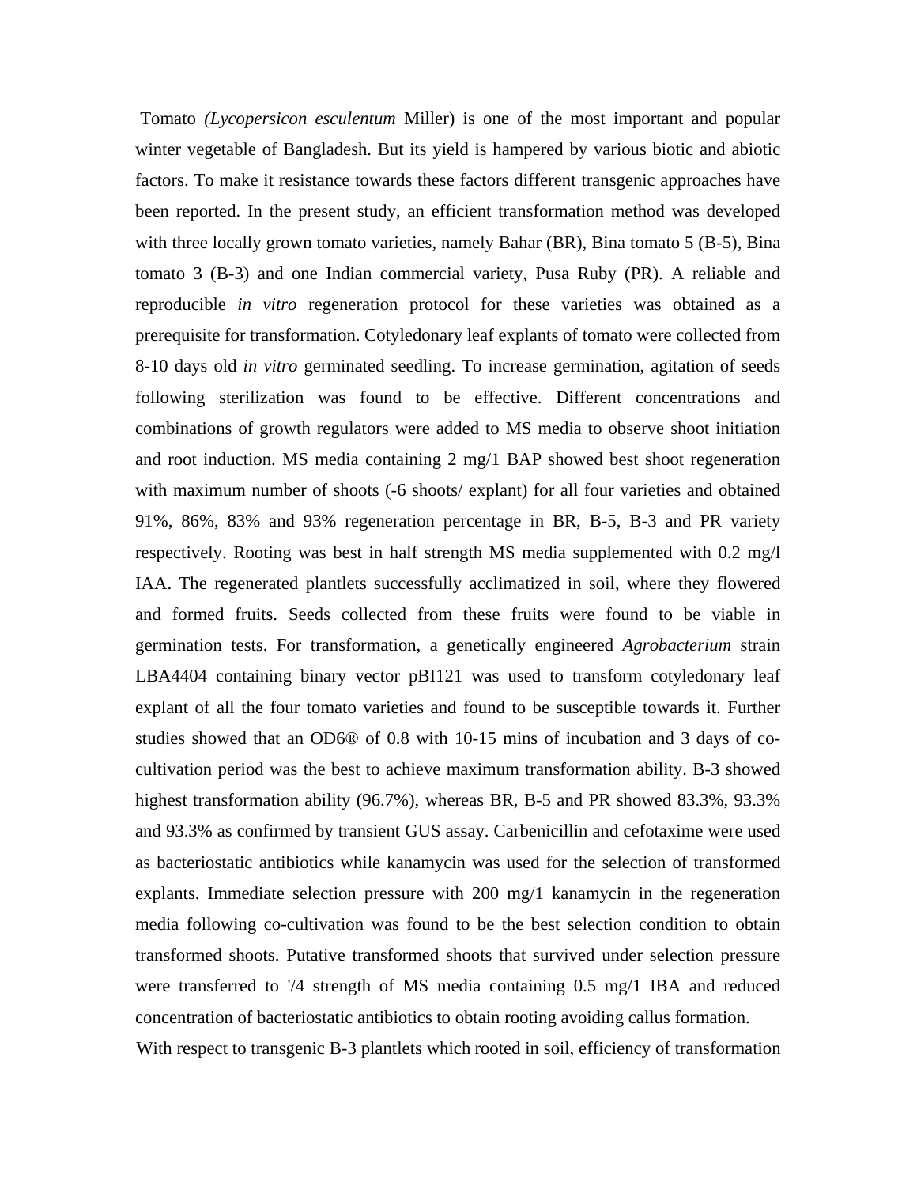Tomato *(Lycopersicon esculentum* Miller) is one of the most important and popular winter vegetable of Bangladesh. But its yield is hampered by various biotic and abiotic factors. To make it resistance towards these factors different transgenic approaches have been reported. In the present study, an efficient transformation method was developed with three locally grown tomato varieties, namely Bahar (BR), Bina tomato 5 (B-5), Bina tomato 3 (B-3) and one Indian commercial variety, Pusa Ruby (PR). A reliable and reproducible *in vitro* regeneration protocol for these varieties was obtained as a prerequisite for transformation. Cotyledonary leaf explants of tomato were collected from 8-10 days old *in vitro* germinated seedling. To increase germination, agitation of seeds following sterilization was found to be effective. Different concentrations and combinations of growth regulators were added to MS media to observe shoot initiation and root induction. MS media containing 2 mg/1 BAP showed best shoot regeneration with maximum number of shoots (-6 shoots/ explant) for all four varieties and obtained 91%, 86%, 83% and 93% regeneration percentage in BR, B-5, B-3 and PR variety respectively. Rooting was best in half strength MS media supplemented with 0.2 mg/l IAA. The regenerated plantlets successfully acclimatized in soil, where they flowered and formed fruits. Seeds collected from these fruits were found to be viable in germination tests. For transformation, a genetically engineered *Agrobacterium* strain LBA4404 containing binary vector pBI121 was used to transform cotyledonary leaf explant of all the four tomato varieties and found to be susceptible towards it. Further studies showed that an OD6® of 0.8 with 10-15 mins of incubation and 3 days of co-cultivation period was the best to achieve maximum transformation ability. B-3 showed highest transformation ability (96.7%), whereas BR, B-5 and PR showed 83.3%, 93.3% and 93.3% as confirmed by transient GUS assay. Carbenicillin and cefotaxime were used as bacteriostatic antibiotics while kanamycin was used for the selection of transformed explants. Immediate selection pressure with 200 mg/1 kanamycin in the regeneration media following co-cultivation was found to be the best selection condition to obtain transformed shoots. Putative transformed shoots that survived under selection pressure were transferred to '/4 strength of MS media containing 0.5 mg/1 IBA and reduced concentration of bacteriostatic antibiotics to obtain rooting avoiding callus formation.

With respect to transgenic B-3 plantlets which rooted in soil, efficiency of transformation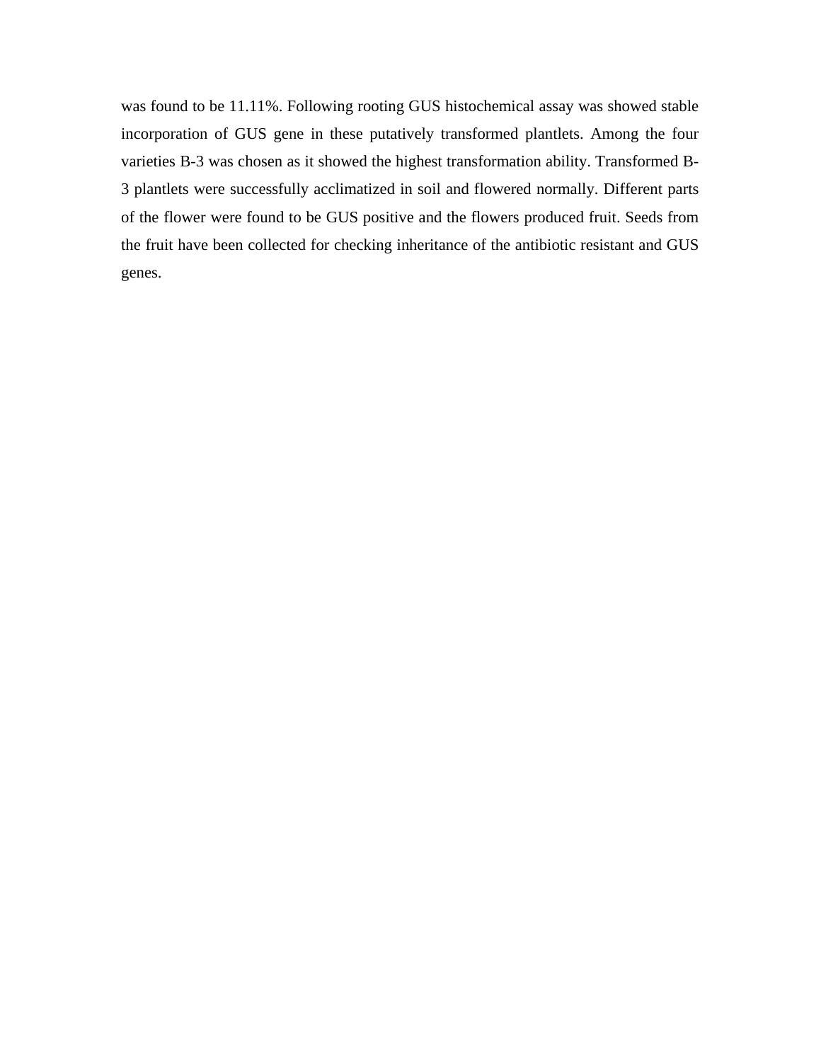was found to be 11.11%. Following rooting GUS histochemical assay was showed stable incorporation of GUS gene in these putatively transformed plantlets. Among the four varieties B-3 was chosen as it showed the highest transformation ability. Transformed B-3 plantlets were successfully acclimatized in soil and flowered normally. Different parts of the flower were found to be GUS positive and the flowers produced fruit. Seeds from the fruit have been collected for checking inheritance of the antibiotic resistant and GUS genes.